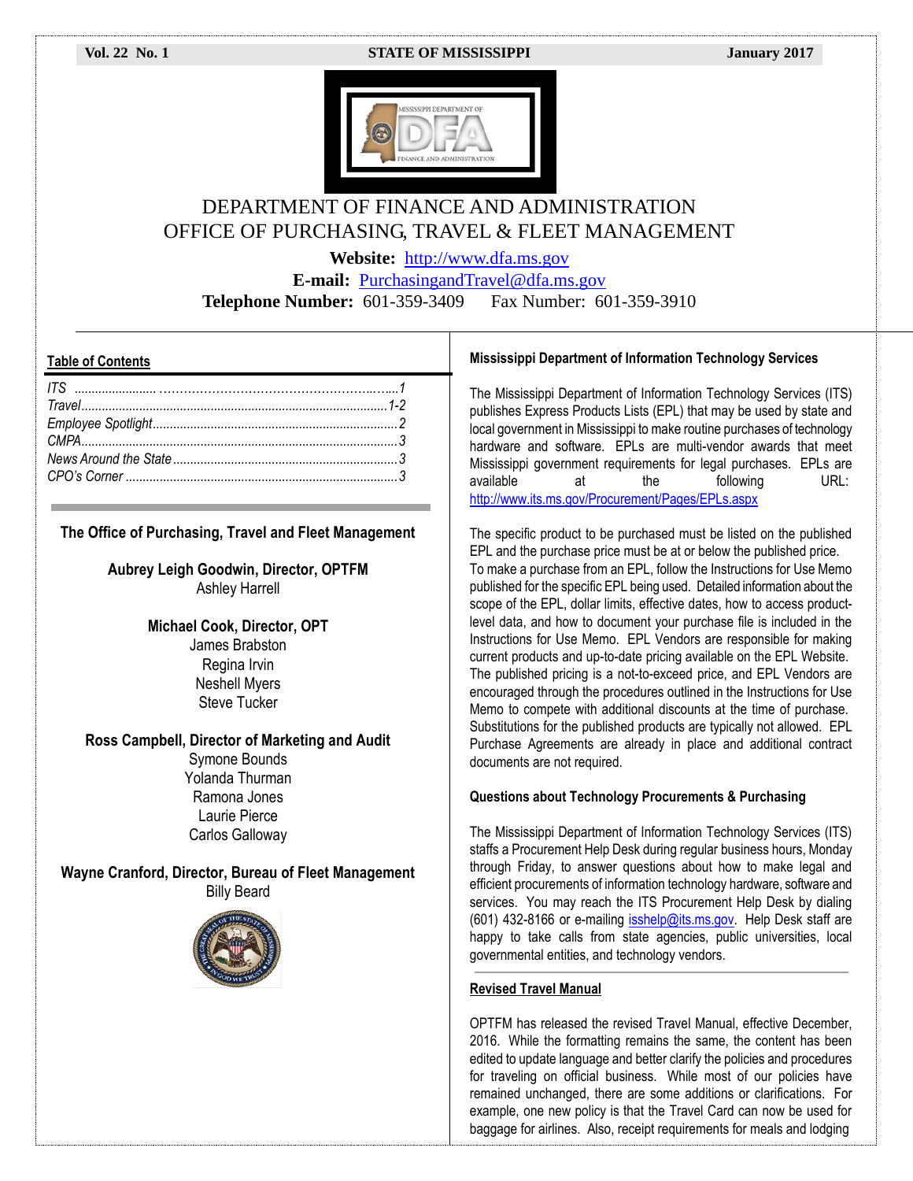Vol. 22 No. 1 STATE OF MISSISSIPPI January 2017

# DEPARTMENT OF FINANCE AND ADMINISTRATION
# OFFICE OF PURCHASING, TRAVEL & FLEET MANAGEMENT

**Website:** http://www.dfa.ms.gov
**E-mail:** PurchasingandTravel@dfa.ms.gov
**Telephone Number:** 601-359-3409 Fax Number: 601-359-3910

## Table of Contents

*ITS ........................................................1*
*Travel......................................................1-2*
*Employee Spotlight.....................................2*
*CMPA.........................................................3*
*News Around the State...............................3*
*CPO's Corner..............................................3*

### The Office of Purchasing, Travel and Fleet Management

**Aubrey Leigh Goodwin, Director, OPTFM**
Ashley Harrell

**Michael Cook, Director, OPT**
James Brabston
Regina Irvin
Neshell Myers
Steve Tucker

**Ross Campbell, Director of Marketing and Audit**
Symone Bounds
Yolanda Thurman
Ramona Jones
Laurie Pierce
Carlos Galloway

**Wayne Cranford, Director, Bureau of Fleet Management**
Billy Beard

### Mississippi Department of Information Technology Services

The Mississippi Department of Information Technology Services (ITS) publishes Express Products Lists (EPL) that may be used by state and local government in Mississippi to make routine purchases of technology hardware and software. EPLs are multi-vendor awards that meet Mississippi government requirements for legal purchases. EPLs are available at the following URL: http://www.its.ms.gov/Procurement/Pages/EPLs.aspx

The specific product to be purchased must be listed on the published EPL and the purchase price must be at or below the published price. To make a purchase from an EPL, follow the Instructions for Use Memo published for the specific EPL being used. Detailed information about the scope of the EPL, dollar limits, effective dates, how to access product-level data, and how to document your purchase file is included in the Instructions for Use Memo. EPL Vendors are responsible for making current products and up-to-date pricing available on the EPL Website. The published pricing is a not-to-exceed price, and EPL Vendors are encouraged through the procedures outlined in the Instructions for Use Memo to compete with additional discounts at the time of purchase. Substitutions for the published products are typically not allowed. EPL Purchase Agreements are already in place and additional contract documents are not required.

### Questions about Technology Procurements & Purchasing

The Mississippi Department of Information Technology Services (ITS) staffs a Procurement Help Desk during regular business hours, Monday through Friday, to answer questions about how to make legal and efficient procurements of information technology hardware, software and services. You may reach the ITS Procurement Help Desk by dialing (601) 432-8166 or e-mailing isshelp@its.ms.gov. Help Desk staff are happy to take calls from state agencies, public universities, local governmental entities, and technology vendors.

### Revised Travel Manual

OPTFM has released the revised Travel Manual, effective December, 2016. While the formatting remains the same, the content has been edited to update language and better clarify the policies and procedures for traveling on official business. While most of our policies have remained unchanged, there are some additions or clarifications. For example, one new policy is that the Travel Card can now be used for baggage for airlines. Also, receipt requirements for meals and lodging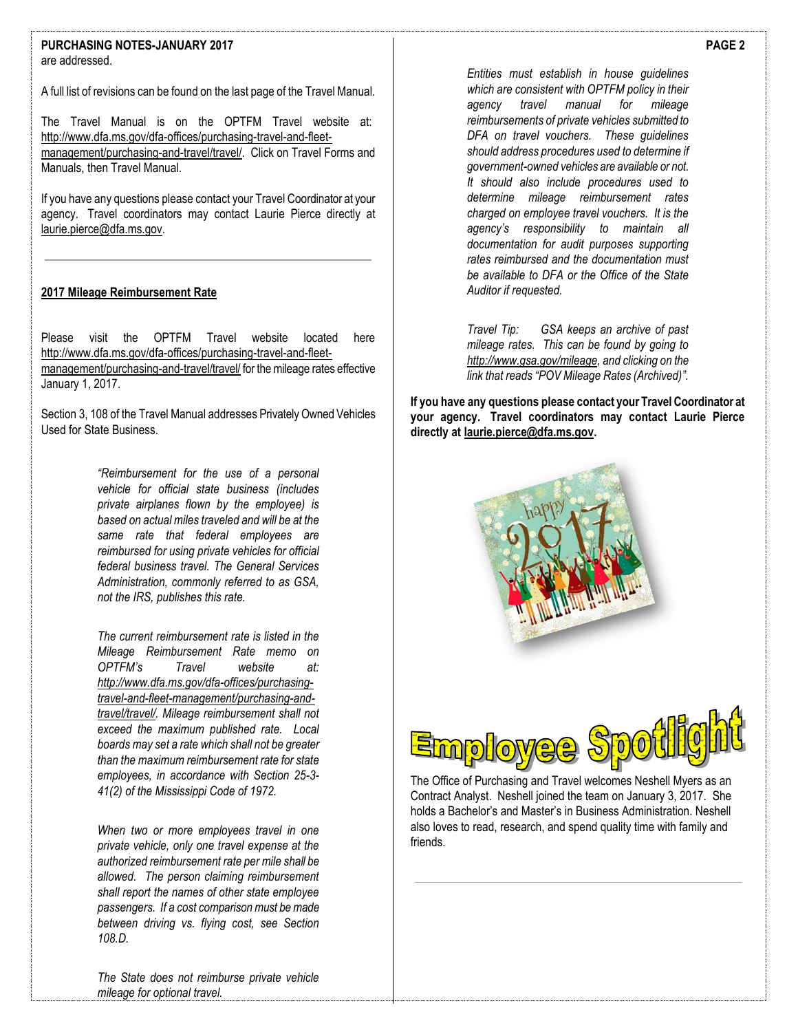are addressed.

A full list of revisions can be found on the last page of the Travel Manual.

The Travel Manual is on the OPTFM Travel website at: http://www.dfa.ms.gov/dfa-offices/purchasing-travel-and-fleet-management/purchasing-and-travel/travel/. Click on Travel Forms and Manuals, then Travel Manual.

If you have any questions please contact your Travel Coordinator at your agency. Travel coordinators may contact Laurie Pierce directly at laurie.pierce@dfa.ms.gov.

---

## 2017 Mileage Reimbursement Rate

Please visit the OPTFM Travel website located here http://www.dfa.ms.gov/dfa-offices/purchasing-travel-and-fleet-management/purchasing-and-travel/travel/ for the mileage rates effective January 1, 2017.

Section 3, 108 of the Travel Manual addresses Privately Owned Vehicles Used for State Business.

> *"Reimbursement for the use of a personal vehicle for official state business (includes private airplanes flown by the employee) is based on actual miles traveled and will be at the same rate that federal employees are reimbursed for using private vehicles for official federal business travel. The General Services Administration, commonly referred to as GSA, not the IRS, publishes this rate.*
>
> *The current reimbursement rate is listed in the Mileage Reimbursement Rate memo on OPTFM's Travel website at: http://www.dfa.ms.gov/dfa-offices/purchasing-travel-and-fleet-management/purchasing-and-travel/travel/. Mileage reimbursement shall not exceed the maximum published rate. Local boards may set a rate which shall not be greater than the maximum reimbursement rate for state employees, in accordance with Section 25-3-41(2) of the Mississippi Code of 1972.*
>
> *When two or more employees travel in one private vehicle, only one travel expense at the authorized reimbursement rate per mile shall be allowed. The person claiming reimbursement shall report the names of other state employee passengers. If a cost comparison must be made between driving vs. flying cost, see Section 108.D.*
>
> *The State does not reimburse private vehicle mileage for optional travel.*
>
> *Entities must establish in house guidelines which are consistent with OPTFM policy in their agency travel manual for mileage reimbursements of private vehicles submitted to DFA on travel vouchers. These guidelines should address procedures used to determine if government-owned vehicles are available or not. It should also include procedures used to determine mileage reimbursement rates charged on employee travel vouchers. It is the agency's responsibility to maintain all documentation for audit purposes supporting rates reimbursed and the documentation must be available to DFA or the Office of the State Auditor if requested.*
>
> *Travel Tip: GSA keeps an archive of past mileage rates. This can be found by going to http://www.gsa.gov/mileage, and clicking on the link that reads "POV Mileage Rates (Archived)".*

**If you have any questions please contact your Travel Coordinator at your agency. Travel coordinators may contact Laurie Pierce directly at laurie.pierce@dfa.ms.gov.**

## Employee Spotlight

The Office of Purchasing and Travel welcomes Neshell Myers as an Contract Analyst. Neshell joined the team on January 3, 2017. She holds a Bachelor's and Master's in Business Administration. Neshell also loves to read, research, and spend quality time with family and friends.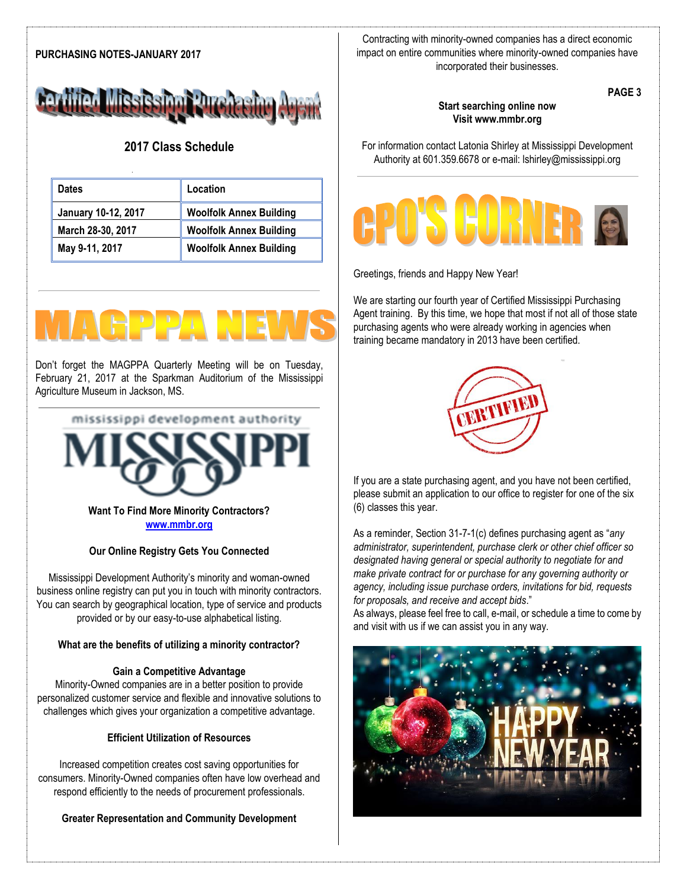**PURCHASING NOTES-JANUARY 2017**

## Certified Mississippi Purchasing Agent

### 2017 Class Schedule

| Dates | Location |
| --- | --- |
| January 10-12, 2017 | Woolfolk Annex Building |
| March 28-30, 2017 | Woolfolk Annex Building |
| May 9-11, 2017 | Woolfolk Annex Building |

## MAGPPA NEWS

Don't forget the MAGPPA Quarterly Meeting will be on Tuesday, February 21, 2017 at the Sparkman Auditorium of the Mississippi Agriculture Museum in Jackson, MS.

mississippi development authority

MISSISSIPPI

**Want To Find More Minority Contractors?**
**www.mmbr.org**

**Our Online Registry Gets You Connected**

Mississippi Development Authority's minority and woman-owned business online registry can put you in touch with minority contractors. You can search by geographical location, type of service and products provided or by our easy-to-use alphabetical listing.

**What are the benefits of utilizing a minority contractor?**

**Gain a Competitive Advantage**
Minority-Owned companies are in a better position to provide personalized customer service and flexible and innovative solutions to challenges which gives your organization a competitive advantage.

**Efficient Utilization of Resources**

Increased competition creates cost saving opportunities for consumers. Minority-Owned companies often have low overhead and respond efficiently to the needs of procurement professionals.

**Greater Representation and Community Development**

Contracting with minority-owned companies has a direct economic impact on entire communities where minority-owned companies have incorporated their businesses.

**Start searching online now**
**Visit www.mmbr.org**

For information contact Latonia Shirley at Mississippi Development Authority at 601.359.6678 or e-mail: lshirley@mississippi.org

## CPO'S CORNER

Greetings, friends and Happy New Year!

We are starting our fourth year of Certified Mississippi Purchasing Agent training. By this time, we hope that most if not all of those state purchasing agents who were already working in agencies when training became mandatory in 2013 have been certified.

If you are a state purchasing agent, and you have not been certified, please submit an application to our office to register for one of the six (6) classes this year.

As a reminder, Section 31-7-1(c) defines purchasing agent as "*any administrator, superintendent, purchase clerk or other chief officer so designated having general or special authority to negotiate for and make private contract for or purchase for any governing authority or agency, including issue purchase orders, invitations for bid, requests for proposals, and receive and accept bids*."
As always, please feel free to call, e-mail, or schedule a time to come by and visit with us if we can assist you in any way.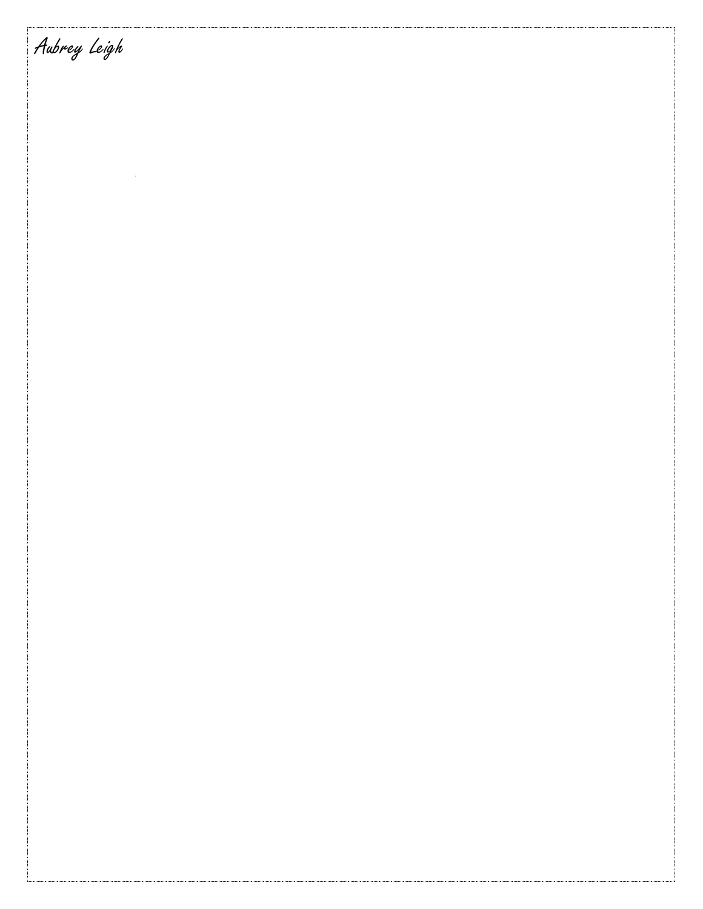Aubrey Leigh